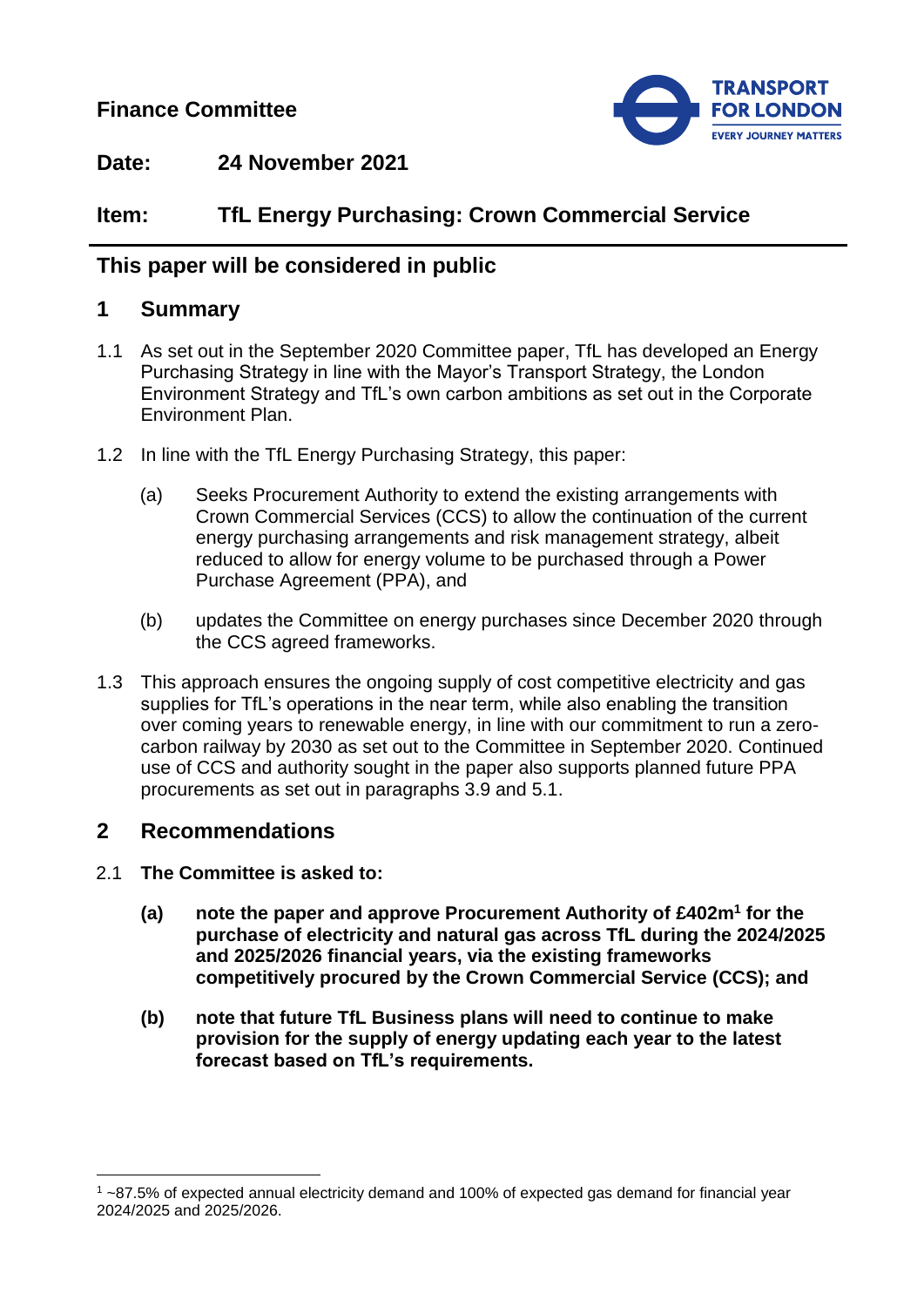**Finance Committee**

**Date:** 24 November 2021

**Item:** TfL Energy Purchasing: Crown Commercial Service

## This paper will be considered in public

## 1 Summary

1.1 As set out in the September 2020 Committee paper, TfL has developed an Energy Purchasing Strategy in line with the Mayor's Transport Strategy, the London Environment Strategy and TfL's own carbon ambitions as set out in the Corporate Environment Plan.

1.2 In line with the TfL Energy Purchasing Strategy, this paper:

(a) Seeks Procurement Authority to extend the existing arrangements with Crown Commercial Services (CCS) to allow the continuation of the current energy purchasing arrangements and risk management strategy, albeit reduced to allow for energy volume to be purchased through a Power Purchase Agreement (PPA), and

(b) updates the Committee on energy purchases since December 2020 through the CCS agreed frameworks.

1.3 This approach ensures the ongoing supply of cost competitive electricity and gas supplies for TfL's operations in the near term, while also enabling the transition over coming years to renewable energy, in line with our commitment to run a zero-carbon railway by 2030 as set out to the Committee in September 2020. Continued use of CCS and authority sought in the paper also supports planned future PPA procurements as set out in paragraphs 3.9 and 5.1.

## 2 Recommendations

2.1 **The Committee is asked to:**

**(a) note the paper and approve Procurement Authority of £402m[1] for the purchase of electricity and natural gas across TfL during the 2024/2025 and 2025/2026 financial years, via the existing frameworks competitively procured by the Crown Commercial Service (CCS); and**

**(b) note that future TfL Business plans will need to continue to make provision for the supply of energy updating each year to the latest forecast based on TfL's requirements.**

---

[1] ~87.5% of expected annual electricity demand and 100% of expected gas demand for financial year 2024/2025 and 2025/2026.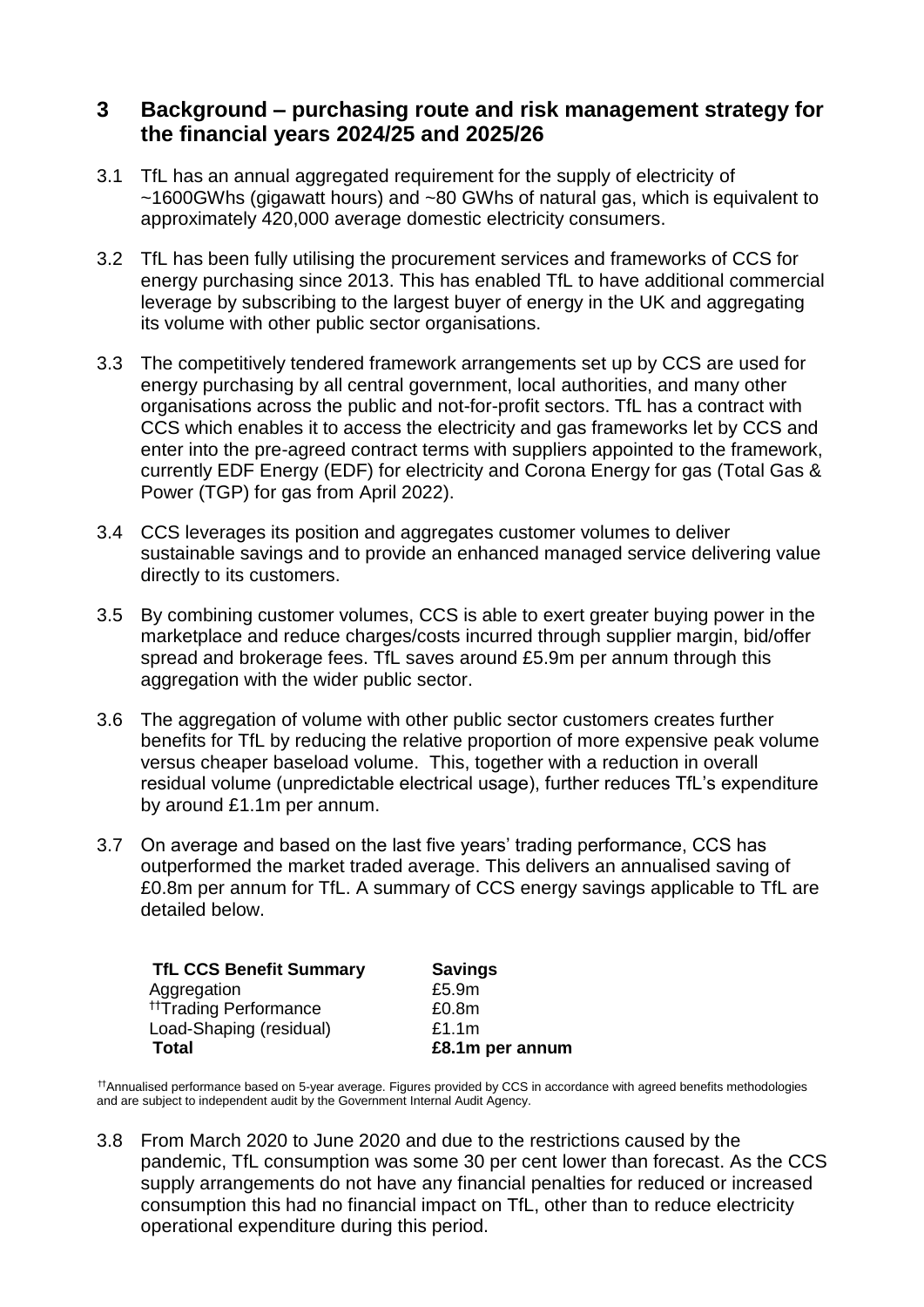## 3 Background – purchasing route and risk management strategy for the financial years 2024/25 and 2025/26

3.1 TfL has an annual aggregated requirement for the supply of electricity of ~1600GWhs (gigawatt hours) and ~80 GWhs of natural gas, which is equivalent to approximately 420,000 average domestic electricity consumers.

3.2 TfL has been fully utilising the procurement services and frameworks of CCS for energy purchasing since 2013. This has enabled TfL to have additional commercial leverage by subscribing to the largest buyer of energy in the UK and aggregating its volume with other public sector organisations.

3.3 The competitively tendered framework arrangements set up by CCS are used for energy purchasing by all central government, local authorities, and many other organisations across the public and not-for-profit sectors. TfL has a contract with CCS which enables it to access the electricity and gas frameworks let by CCS and enter into the pre-agreed contract terms with suppliers appointed to the framework, currently EDF Energy (EDF) for electricity and Corona Energy for gas (Total Gas & Power (TGP) for gas from April 2022).

3.4 CCS leverages its position and aggregates customer volumes to deliver sustainable savings and to provide an enhanced managed service delivering value directly to its customers.

3.5 By combining customer volumes, CCS is able to exert greater buying power in the marketplace and reduce charges/costs incurred through supplier margin, bid/offer spread and brokerage fees. TfL saves around £5.9m per annum through this aggregation with the wider public sector.

3.6 The aggregation of volume with other public sector customers creates further benefits for TfL by reducing the relative proportion of more expensive peak volume versus cheaper baseload volume. This, together with a reduction in overall residual volume (unpredictable electrical usage), further reduces TfL's expenditure by around £1.1m per annum.

3.7 On average and based on the last five years' trading performance, CCS has outperformed the market traded average. This delivers an annualised saving of £0.8m per annum for TfL. A summary of CCS energy savings applicable to TfL are detailed below.

| **TfL CCS Benefit Summary** | **Savings** |
|---|---|
| Aggregation | £5.9m |
| ††Trading Performance | £0.8m |
| Load-Shaping (residual) | £1.1m |
| **Total** | **£8.1m per annum** |

††Annualised performance based on 5-year average. Figures provided by CCS in accordance with agreed benefits methodologies and are subject to independent audit by the Government Internal Audit Agency.

3.8 From March 2020 to June 2020 and due to the restrictions caused by the pandemic, TfL consumption was some 30 per cent lower than forecast. As the CCS supply arrangements do not have any financial penalties for reduced or increased consumption this had no financial impact on TfL, other than to reduce electricity operational expenditure during this period.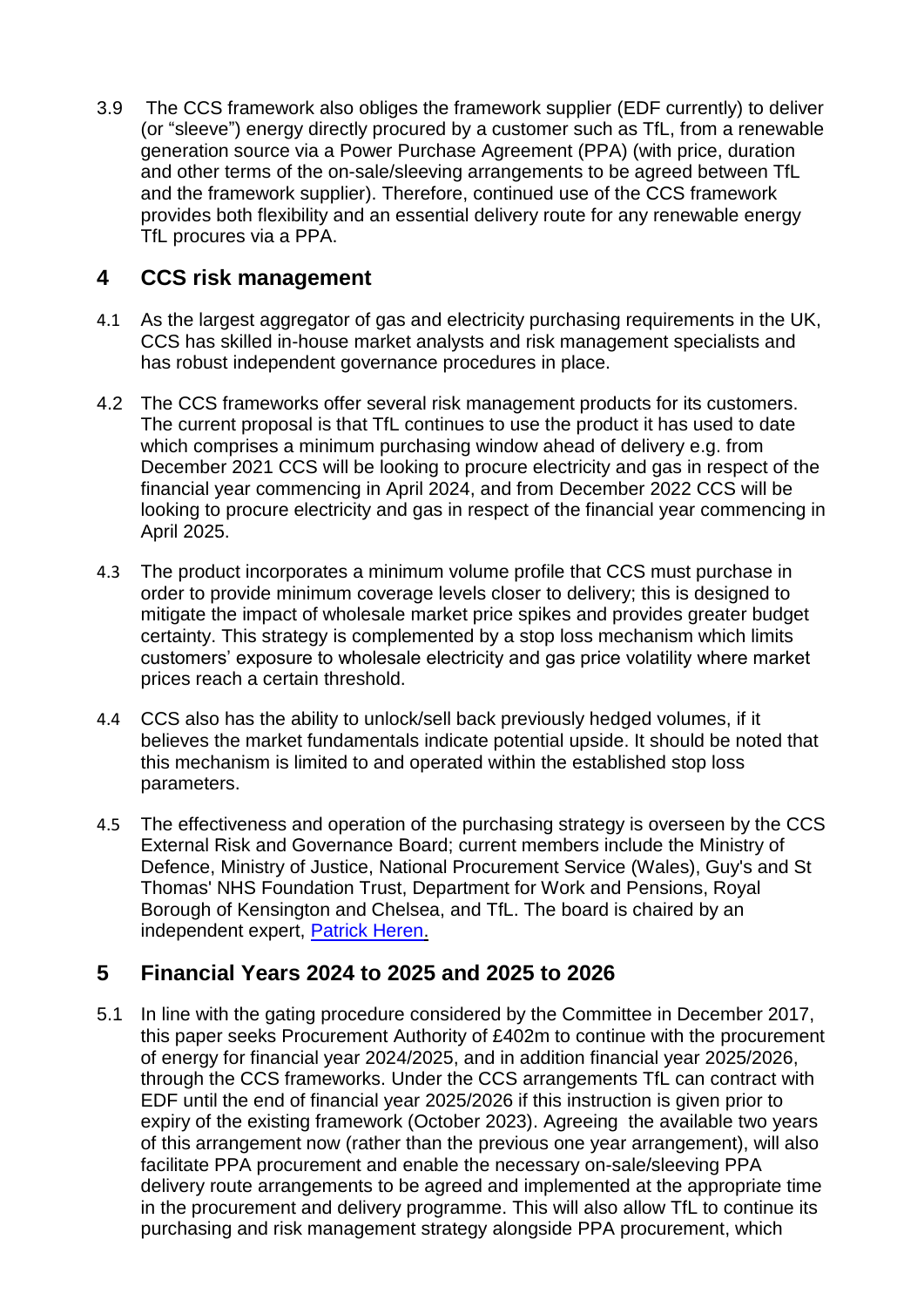3.9 The CCS framework also obliges the framework supplier (EDF currently) to deliver (or "sleeve") energy directly procured by a customer such as TfL, from a renewable generation source via a Power Purchase Agreement (PPA) (with price, duration and other terms of the on-sale/sleeving arrangements to be agreed between TfL and the framework supplier). Therefore, continued use of the CCS framework provides both flexibility and an essential delivery route for any renewable energy TfL procures via a PPA.

## 4 CCS risk management

4.1 As the largest aggregator of gas and electricity purchasing requirements in the UK, CCS has skilled in-house market analysts and risk management specialists and has robust independent governance procedures in place.

4.2 The CCS frameworks offer several risk management products for its customers. The current proposal is that TfL continues to use the product it has used to date which comprises a minimum purchasing window ahead of delivery e.g. from December 2021 CCS will be looking to procure electricity and gas in respect of the financial year commencing in April 2024, and from December 2022 CCS will be looking to procure electricity and gas in respect of the financial year commencing in April 2025.

4.3 The product incorporates a minimum volume profile that CCS must purchase in order to provide minimum coverage levels closer to delivery; this is designed to mitigate the impact of wholesale market price spikes and provides greater budget certainty. This strategy is complemented by a stop loss mechanism which limits customers' exposure to wholesale electricity and gas price volatility where market prices reach a certain threshold.

4.4 CCS also has the ability to unlock/sell back previously hedged volumes, if it believes the market fundamentals indicate potential upside. It should be noted that this mechanism is limited to and operated within the established stop loss parameters.

4.5 The effectiveness and operation of the purchasing strategy is overseen by the CCS External Risk and Governance Board; current members include the Ministry of Defence, Ministry of Justice, National Procurement Service (Wales), Guy's and St Thomas' NHS Foundation Trust, Department for Work and Pensions, Royal Borough of Kensington and Chelsea, and TfL. The board is chaired by an independent expert, Patrick Heren.

## 5 Financial Years 2024 to 2025 and 2025 to 2026

5.1 In line with the gating procedure considered by the Committee in December 2017, this paper seeks Procurement Authority of £402m to continue with the procurement of energy for financial year 2024/2025, and in addition financial year 2025/2026, through the CCS frameworks. Under the CCS arrangements TfL can contract with EDF until the end of financial year 2025/2026 if this instruction is given prior to expiry of the existing framework (October 2023). Agreeing the available two years of this arrangement now (rather than the previous one year arrangement), will also facilitate PPA procurement and enable the necessary on-sale/sleeving PPA delivery route arrangements to be agreed and implemented at the appropriate time in the procurement and delivery programme. This will also allow TfL to continue its purchasing and risk management strategy alongside PPA procurement, which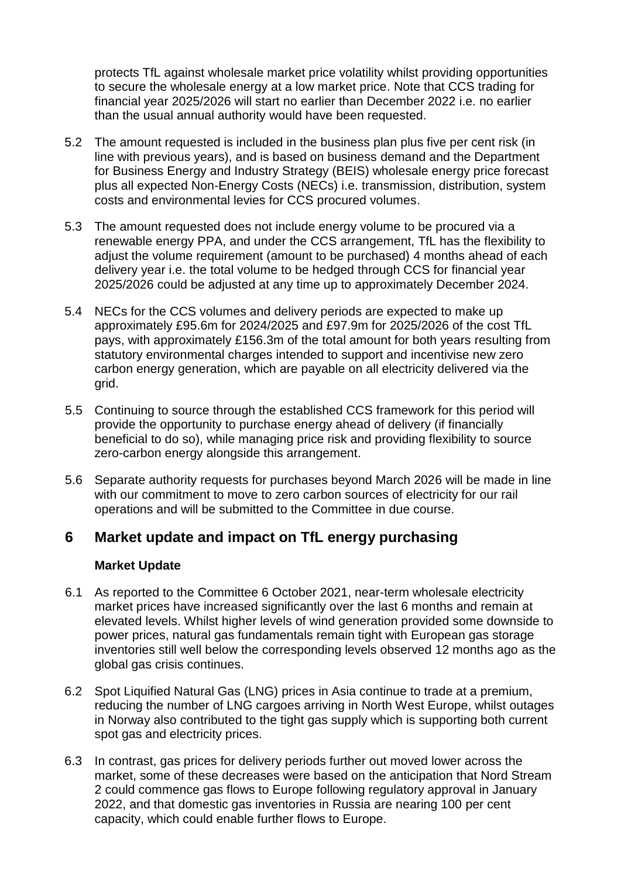protects TfL against wholesale market price volatility whilst providing opportunities to secure the wholesale energy at a low market price. Note that CCS trading for financial year 2025/2026 will start no earlier than December 2022 i.e. no earlier than the usual annual authority would have been requested.

5.2 The amount requested is included in the business plan plus five per cent risk (in line with previous years), and is based on business demand and the Department for Business Energy and Industry Strategy (BEIS) wholesale energy price forecast plus all expected Non-Energy Costs (NECs) i.e. transmission, distribution, system costs and environmental levies for CCS procured volumes.

5.3 The amount requested does not include energy volume to be procured via a renewable energy PPA, and under the CCS arrangement, TfL has the flexibility to adjust the volume requirement (amount to be purchased) 4 months ahead of each delivery year i.e. the total volume to be hedged through CCS for financial year 2025/2026 could be adjusted at any time up to approximately December 2024.

5.4 NECs for the CCS volumes and delivery periods are expected to make up approximately £95.6m for 2024/2025 and £97.9m for 2025/2026 of the cost TfL pays, with approximately £156.3m of the total amount for both years resulting from statutory environmental charges intended to support and incentivise new zero carbon energy generation, which are payable on all electricity delivered via the grid.

5.5 Continuing to source through the established CCS framework for this period will provide the opportunity to purchase energy ahead of delivery (if financially beneficial to do so), while managing price risk and providing flexibility to source zero-carbon energy alongside this arrangement.

5.6 Separate authority requests for purchases beyond March 2026 will be made in line with our commitment to move to zero carbon sources of electricity for our rail operations and will be submitted to the Committee in due course.

## 6 Market update and impact on TfL energy purchasing

**Market Update**

6.1 As reported to the Committee 6 October 2021, near-term wholesale electricity market prices have increased significantly over the last 6 months and remain at elevated levels. Whilst higher levels of wind generation provided some downside to power prices, natural gas fundamentals remain tight with European gas storage inventories still well below the corresponding levels observed 12 months ago as the global gas crisis continues.

6.2 Spot Liquified Natural Gas (LNG) prices in Asia continue to trade at a premium, reducing the number of LNG cargoes arriving in North West Europe, whilst outages in Norway also contributed to the tight gas supply which is supporting both current spot gas and electricity prices.

6.3 In contrast, gas prices for delivery periods further out moved lower across the market, some of these decreases were based on the anticipation that Nord Stream 2 could commence gas flows to Europe following regulatory approval in January 2022, and that domestic gas inventories in Russia are nearing 100 per cent capacity, which could enable further flows to Europe.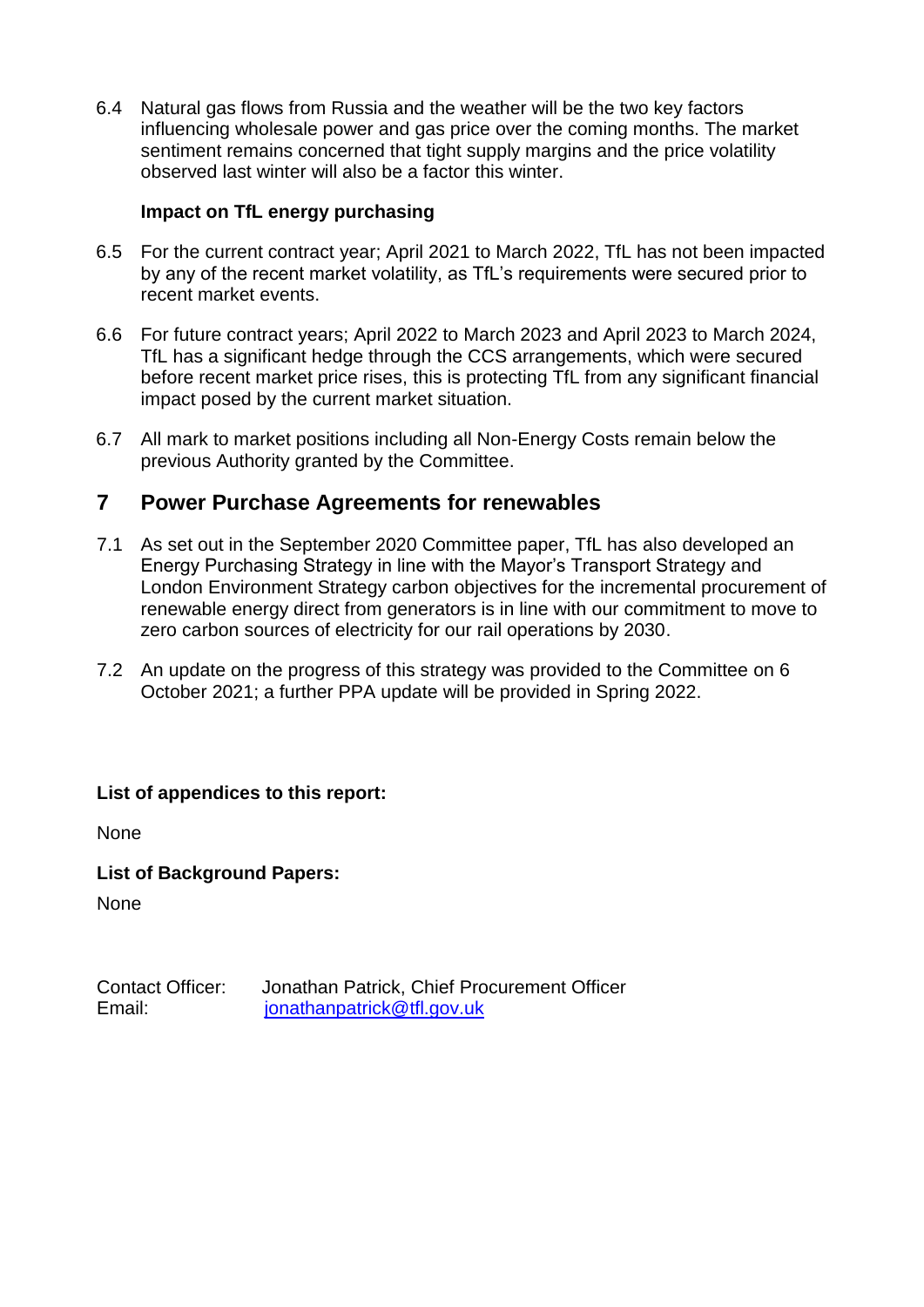6.4 Natural gas flows from Russia and the weather will be the two key factors influencing wholesale power and gas price over the coming months. The market sentiment remains concerned that tight supply margins and the price volatility observed last winter will also be a factor this winter.

**Impact on TfL energy purchasing**

6.5 For the current contract year; April 2021 to March 2022, TfL has not been impacted by any of the recent market volatility, as TfL's requirements were secured prior to recent market events.

6.6 For future contract years; April 2022 to March 2023 and April 2023 to March 2024, TfL has a significant hedge through the CCS arrangements, which were secured before recent market price rises, this is protecting TfL from any significant financial impact posed by the current market situation.

6.7 All mark to market positions including all Non-Energy Costs remain below the previous Authority granted by the Committee.

## 7 Power Purchase Agreements for renewables

7.1 As set out in the September 2020 Committee paper, TfL has also developed an Energy Purchasing Strategy in line with the Mayor's Transport Strategy and London Environment Strategy carbon objectives for the incremental procurement of renewable energy direct from generators is in line with our commitment to move to zero carbon sources of electricity for our rail operations by 2030.

7.2 An update on the progress of this strategy was provided to the Committee on 6 October 2021; a further PPA update will be provided in Spring 2022.

**List of appendices to this report:**

None

**List of Background Papers:**

None

Contact Officer: Jonathan Patrick, Chief Procurement Officer
Email: jonathanpatrick@tfl.gov.uk